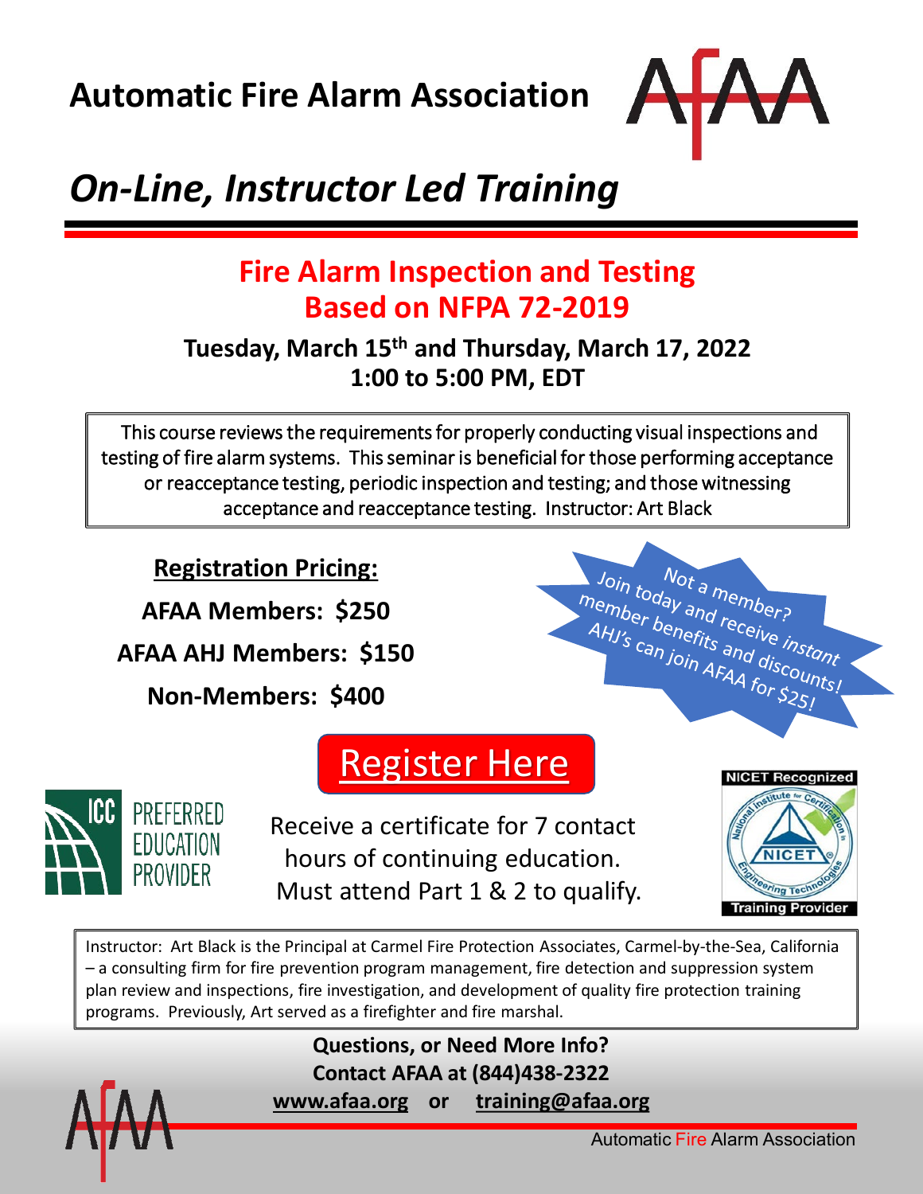# Automatic Fire Alarm Association

## *On-Line, Instructor Led Training*

## Fire Alarm Inspection and Testing Based on NFPA 72-2019

**Tuesday, March 15th and Thursday, March 17, 2022**
**1:00 to 5:00 PM, EDT**

This course reviews the requirements for properly conducting visual inspections and testing of fire alarm systems. This seminar is beneficial for those performing acceptance or reacceptance testing, periodic inspection and testing; and those witnessing acceptance and reacceptance testing. Instructor: Art Black

**Registration Pricing:**

**AFAA Members: $250**

**AFAA AHJ Members: $150**

**Non-Members: $400**

Not a member? Join today and receive instant member benefits and discounts! AHJ's can join AFAA for $25!

Register Here

ICC PREFERRED EDUCATION PROVIDER

Receive a certificate for 7 contact hours of continuing education. Must attend Part 1 & 2 to qualify.

NICET Recognized Training Provider

Instructor: Art Black is the Principal at Carmel Fire Protection Associates, Carmel-by-the-Sea, California – a consulting firm for fire prevention program management, fire detection and suppression system plan review and inspections, fire investigation, and development of quality fire protection training programs. Previously, Art served as a firefighter and fire marshal.

**Questions, or Need More Info?**
**Contact AFAA at (844)438-2322**
**www.afaa.org or training@afaa.org**

Automatic Fire Alarm Association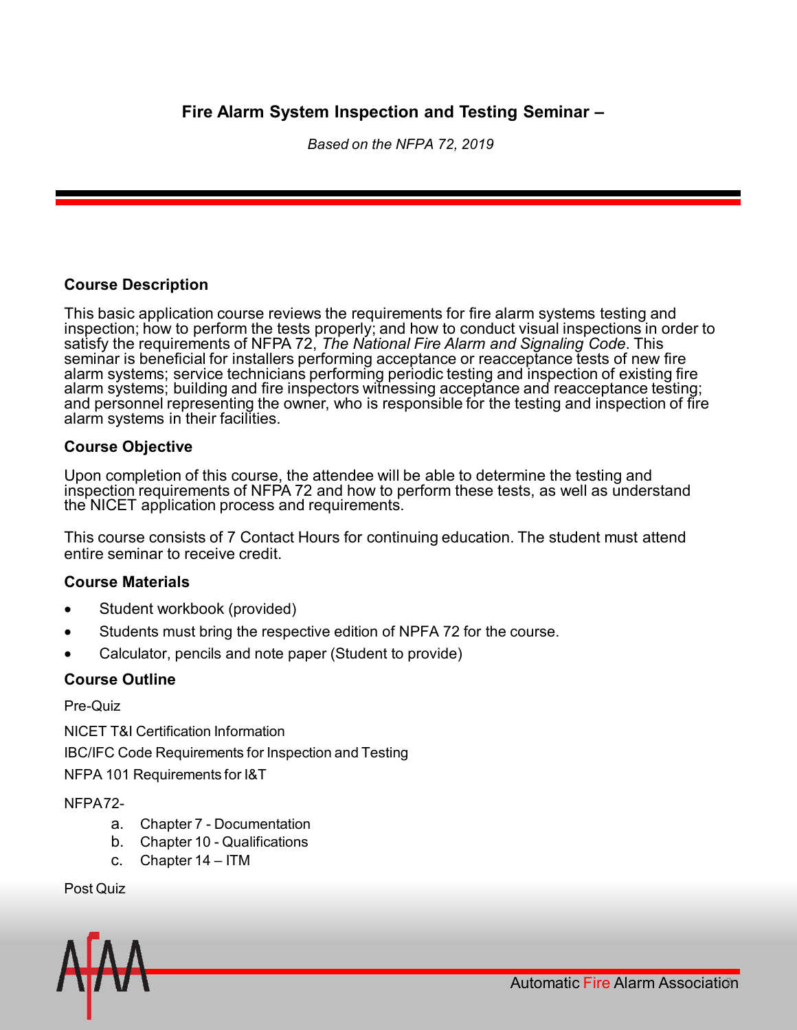## Fire Alarm System Inspection and Testing Seminar –

*Based on the NFPA 72, 2019*

### Course Description

This basic application course reviews the requirements for fire alarm systems testing and inspection; how to perform the tests properly; and how to conduct visual inspections in order to satisfy the requirements of NFPA 72, *The National Fire Alarm and Signaling Code*. This seminar is beneficial for installers performing acceptance or reacceptance tests of new fire alarm systems; service technicians performing periodic testing and inspection of existing fire alarm systems; building and fire inspectors witnessing acceptance and reacceptance testing; and personnel representing the owner, who is responsible for the testing and inspection of fire alarm systems in their facilities.

### Course Objective

Upon completion of this course, the attendee will be able to determine the testing and inspection requirements of NFPA 72 and how to perform these tests, as well as understand the NICET application process and requirements.

This course consists of 7 Contact Hours for continuing education. The student must attend entire seminar to receive credit.

### Course Materials

- Student workbook (provided)
- Students must bring the respective edition of NPFA 72 for the course.
- Calculator, pencils and note paper (Student to provide)

### Course Outline

Pre-Quiz

NICET T&I Certification Information

IBC/IFC Code Requirements for Inspection and Testing

NFPA 101 Requirements for I&T

NFPA72-

a. Chapter 7 - Documentation
b. Chapter 10 - Qualifications
c. Chapter 14 – ITM

Post Quiz

Automatic Fire Alarm Association